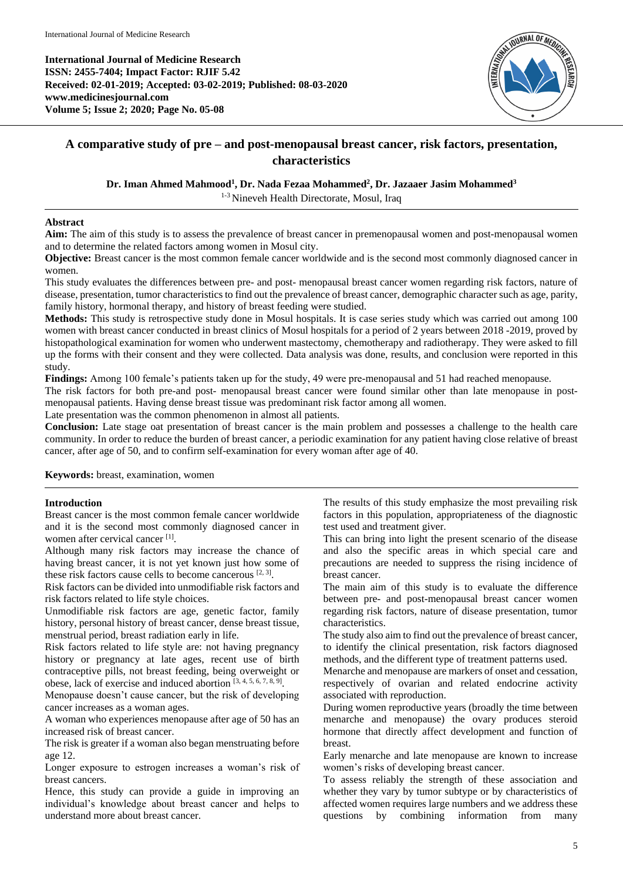**International Journal of Medicine Research**
**ISSN: 2455-7404; Impact Factor: RJIF 5.42**
**Received: 02-01-2019; Accepted: 03-02-2019; Published: 08-03-2020**
**www.medicinesjournal.com**
**Volume 5; Issue 2; 2020; Page No. 05-08**

# A comparative study of pre – and post-menopausal breast cancer, risk factors, presentation, characteristics

**Dr. Iman Ahmed Mahmood[1], Dr. Nada Fezaa Mohammed[2], Dr. Jazaaer Jasim Mohammed[3]**

[1-3] Nineveh Health Directorate, Mosul, Iraq

## Abstract

**Aim:** The aim of this study is to assess the prevalence of breast cancer in premenopausal women and post-menopausal women and to determine the related factors among women in Mosul city.

**Objective:** Breast cancer is the most common female cancer worldwide and is the second most commonly diagnosed cancer in women.

This study evaluates the differences between pre- and post- menopausal breast cancer women regarding risk factors, nature of disease, presentation, tumor characteristics to find out the prevalence of breast cancer, demographic character such as age, parity, family history, hormonal therapy, and history of breast feeding were studied.

**Methods:** This study is retrospective study done in Mosul hospitals. It is case series study which was carried out among 100 women with breast cancer conducted in breast clinics of Mosul hospitals for a period of 2 years between 2018 -2019, proved by histopathological examination for women who underwent mastectomy, chemotherapy and radiotherapy. They were asked to fill up the forms with their consent and they were collected. Data analysis was done, results, and conclusion were reported in this study.

**Findings:** Among 100 female's patients taken up for the study, 49 were pre-menopausal and 51 had reached menopause.

The risk factors for both pre-and post- menopausal breast cancer were found similar other than late menopause in post-menopausal patients. Having dense breast tissue was predominant risk factor among all women.

Late presentation was the common phenomenon in almost all patients.

**Conclusion:** Late stage oat presentation of breast cancer is the main problem and possesses a challenge to the health care community. In order to reduce the burden of breast cancer, a periodic examination for any patient having close relative of breast cancer, after age of 50, and to confirm self-examination for every woman after age of 40.

**Keywords:** breast, examination, women

## Introduction

Breast cancer is the most common female cancer worldwide and it is the second most commonly diagnosed cancer in women after cervical cancer [1].

Although many risk factors may increase the chance of having breast cancer, it is not yet known just how some of these risk factors cause cells to become cancerous [2, 3].

Risk factors can be divided into unmodifiable risk factors and risk factors related to life style choices.

Unmodifiable risk factors are age, genetic factor, family history, personal history of breast cancer, dense breast tissue, menstrual period, breast radiation early in life.

Risk factors related to life style are: not having pregnancy history or pregnancy at late ages, recent use of birth contraceptive pills, not breast feeding, being overweight or obese, lack of exercise and induced abortion [3, 4, 5, 6, 7, 8, 9].

Menopause doesn't cause cancer, but the risk of developing cancer increases as a woman ages.

A woman who experiences menopause after age of 50 has an increased risk of breast cancer.

The risk is greater if a woman also began menstruating before age 12.

Longer exposure to estrogen increases a woman's risk of breast cancers.

Hence, this study can provide a guide in improving an individual's knowledge about breast cancer and helps to understand more about breast cancer.

The results of this study emphasize the most prevailing risk factors in this population, appropriateness of the diagnostic test used and treatment giver.

This can bring into light the present scenario of the disease and also the specific areas in which special care and precautions are needed to suppress the rising incidence of breast cancer.

The main aim of this study is to evaluate the difference between pre- and post-menopausal breast cancer women regarding risk factors, nature of disease presentation, tumor characteristics.

The study also aim to find out the prevalence of breast cancer, to identify the clinical presentation, risk factors diagnosed methods, and the different type of treatment patterns used.

Menarche and menopause are markers of onset and cessation, respectively of ovarian and related endocrine activity associated with reproduction.

During women reproductive years (broadly the time between menarche and menopause) the ovary produces steroid hormone that directly affect development and function of breast.

Early menarche and late menopause are known to increase women's risks of developing breast cancer.

To assess reliably the strength of these association and whether they vary by tumor subtype or by characteristics of affected women requires large numbers and we address these questions by combining information from many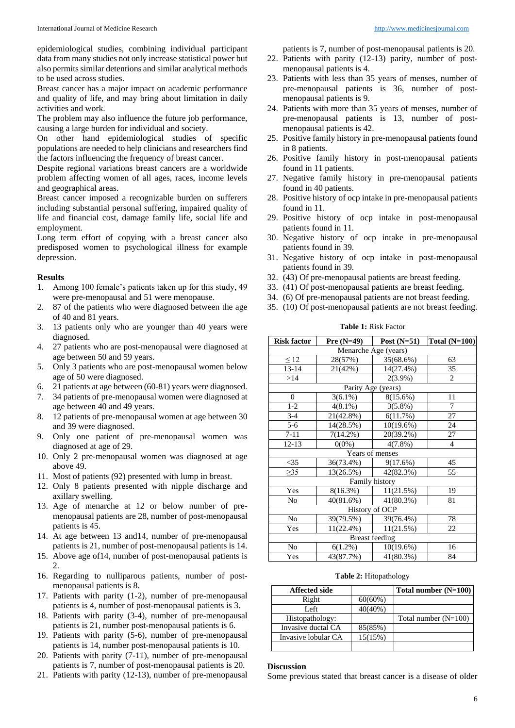epidemiological studies, combining individual participant data from many studies not only increase statistical power but also permits similar detentions and similar analytical methods to be used across studies.

Breast cancer has a major impact on academic performance and quality of life, and may bring about limitation in daily activities and work.

The problem may also influence the future job performance, causing a large burden for individual and society.

On other hand epidemiological studies of specific populations are needed to help clinicians and researchers find the factors influencing the frequency of breast cancer.

Despite regional variations breast cancers are a worldwide problem affecting women of all ages, races, income levels and geographical areas.

Breast cancer imposed a recognizable burden on sufferers including substantial personal suffering, impaired quality of life and financial cost, damage family life, social life and employment.

Long term effort of copying with a breast cancer also predisposed women to psychological illness for example depression.

**Results**

1. Among 100 female's patients taken up for this study, 49 were pre-menopausal and 51 were menopause.
2. 87 of the patients who were diagnosed between the age of 40 and 81 years.
3. 13 patients only who are younger than 40 years were diagnosed.
4. 27 patients who are post-menopausal were diagnosed at age between 50 and 59 years.
5. Only 3 patients who are post-menopausal women below age of 50 were diagnosed.
6. 21 patients at age between (60-81) years were diagnosed.
7. 34 patients of pre-menopausal women were diagnosed at age between 40 and 49 years.
8. 12 patients of pre-menopausal women at age between 30 and 39 were diagnosed.
9. Only one patient of pre-menopausal women was diagnosed at age of 29.
10. Only 2 pre-menopausal women was diagnosed at age above 49.
11. Most of patients (92) presented with lump in breast.
12. Only 8 patients presented with nipple discharge and axillary swelling.
13. Age of menarche at 12 or below number of pre-menopausal patients are 28, number of post-menopausal patients is 45.
14. At age between 13 and14, number of pre-menopausal patients is 21, number of post-menopausal patients is 14.
15. Above age of14, number of post-menopausal patients is 2.
16. Regarding to nulliparous patients, number of post-menopausal patients is 8.
17. Patients with parity (1-2), number of pre-menopausal patients is 4, number of post-menopausal patients is 3.
18. Patients with parity (3-4), number of pre-menopausal patients is 21, number post-menopausal patients is 6.
19. Patients with parity (5-6), number of pre-menopausal patients is 14, number post-menopausal patients is 10.
20. Patients with parity (7-11), number of pre-menopausal patients is 7, number of post-menopausal patients is 20.
21. Patients with parity (12-13), number of pre-menopausal patients is 7, number of post-menopausal patients is 20.
22. Patients with parity (12-13) parity, number of post-menopausal patients is 4.
23. Patients with less than 35 years of menses, number of pre-menopausal patients is 36, number of post-menopausal patients is 9.
24. Patients with more than 35 years of menses, number of pre-menopausal patients is 13, number of post-menopausal patients is 42.
25. Positive family history in pre-menopausal patients found in 8 patients.
26. Positive family history in post-menopausal patients found in 11 patients.
27. Negative family history in pre-menopausal patients found in 40 patients.
28. Positive history of ocp intake in pre-menopausal patients found in 11.
29. Positive history of ocp intake in post-menopausal patients found in 11.
30. Negative history of ocp intake in pre-menopausal patients found in 39.
31. Negative history of ocp intake in post-menopausal patients found in 39.
32. (43) Of pre-menopausal patients are breast feeding.
33. (41) Of post-menopausal patients are breast feeding.
34. (6) Of pre-menopausal patients are not breast feeding.
35. (10) Of post-menopausal patients are not breast feeding.

**Table 1:** Risk Factor

| Risk factor | Pre (N=49) | Post (N=51) | Total (N=100) |
|---|---|---|---|
| Menarche Age (years) | | | |
| ≤ 12 | 28(57%) | 35(68.6%) | 63 |
| 13-14 | 21(42%) | 14(27.4%) | 35 |
| >14 | | 2(3.9%) | 2 |
| Parity Age (years) | | | |
| 0 | 3(6.1%) | 8(15.6%) | 11 |
| 1-2 | 4(8.1%) | 3(5.8%) | 7 |
| 3-4 | 21(42.8%) | 6(11.7%) | 27 |
| 5-6 | 14(28.5%) | 10(19.6%) | 24 |
| 7-11 | 7(14.2%) | 20(39.2%) | 27 |
| 12-13 | 0(0%) | 4(7.8%) | 4 |
| Years of menses | | | |
| <35 | 36(73.4%) | 9(17.6%) | 45 |
| ≥35 | 13(26.5%) | 42(82.3%) | 55 |
| Family history | | | |
| Yes | 8(16.3%) | 11(21.5%) | 19 |
| No | 40(81.6%) | 41(80.3%) | 81 |
| History of OCP | | | |
| No | 39(79.5%) | 39(76.4%) | 78 |
| Yes | 11(22.4%) | 11(21.5%) | 22 |
| Breast feeding | | | |
| No | 6(1.2%) | 10(19.6%) | 16 |
| Yes | 43(87.7%) | 41(80.3%) | 84 |

**Table 2:** Hitopathology

| Affected side | | Total number (N=100) |
|---|---|---|
| Right | 60(60%) | |
| Left | 40(40%) | |
| Histopathology: | | Total number (N=100) |
| Invasive ductal CA | 85(85%) | |
| Invasive lobular CA | 15(15%) | |
| | | |

**Discussion**

Some previous stated that breast cancer is a disease of older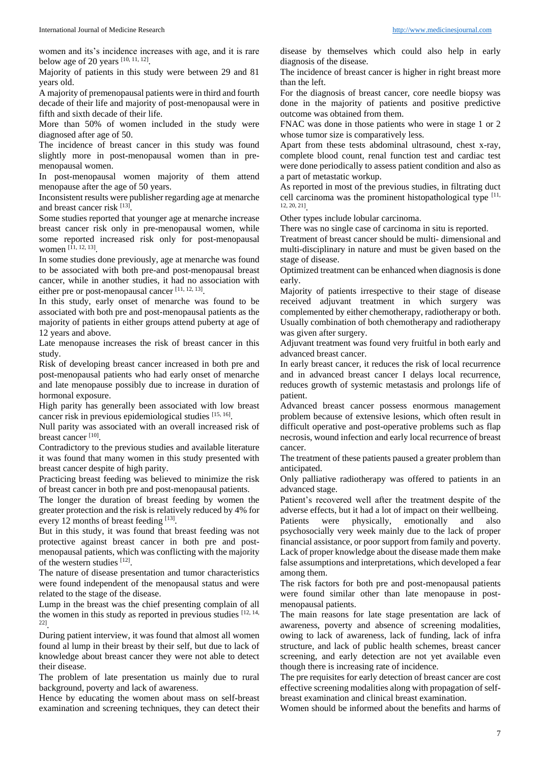women and its's incidence increases with age, and it is rare below age of 20 years [10, 11, 12].

Majority of patients in this study were between 29 and 81 years old.

A majority of premenopausal patients were in third and fourth decade of their life and majority of post-menopausal were in fifth and sixth decade of their life.

More than 50% of women included in the study were diagnosed after age of 50.

The incidence of breast cancer in this study was found slightly more in post-menopausal women than in pre-menopausal women.

In post-menopausal women majority of them attend menopause after the age of 50 years.

Inconsistent results were publisher regarding age at menarche and breast cancer risk [13].

Some studies reported that younger age at menarche increase breast cancer risk only in pre-menopausal women, while some reported increased risk only for post-menopausal women [11, 12, 13].

In some studies done previously, age at menarche was found to be associated with both pre-and post-menopausal breast cancer, while in another studies, it had no association with either pre or post-menopausal cancer [11, 12, 13].

In this study, early onset of menarche was found to be associated with both pre and post-menopausal patients as the majority of patients in either groups attend puberty at age of 12 years and above.

Late menopause increases the risk of breast cancer in this study.

Risk of developing breast cancer increased in both pre and post-menopausal patients who had early onset of menarche and late menopause possibly due to increase in duration of hormonal exposure.

High parity has generally been associated with low breast cancer risk in previous epidemiological studies [15, 16].

Null parity was associated with an overall increased risk of breast cancer [10].

Contradictory to the previous studies and available literature it was found that many women in this study presented with breast cancer despite of high parity.

Practicing breast feeding was believed to minimize the risk of breast cancer in both pre and post-menopausal patients.

The longer the duration of breast feeding by women the greater protection and the risk is relatively reduced by 4% for every 12 months of breast feeding [13].

But in this study, it was found that breast feeding was not protective against breast cancer in both pre and post-menopausal patients, which was conflicting with the majority of the western studies [12].

The nature of disease presentation and tumor characteristics were found independent of the menopausal status and were related to the stage of the disease.

Lump in the breast was the chief presenting complain of all the women in this study as reported in previous studies [12, 14, 22].

During patient interview, it was found that almost all women found al lump in their breast by their self, but due to lack of knowledge about breast cancer they were not able to detect their disease.

The problem of late presentation us mainly due to rural background, poverty and lack of awareness.

Hence by educating the women about mass on self-breast examination and screening techniques, they can detect their disease by themselves which could also help in early diagnosis of the disease.

The incidence of breast cancer is higher in right breast more than the left.

For the diagnosis of breast cancer, core needle biopsy was done in the majority of patients and positive predictive outcome was obtained from them.

FNAC was done in those patients who were in stage 1 or 2 whose tumor size is comparatively less.

Apart from these tests abdominal ultrasound, chest x-ray, complete blood count, renal function test and cardiac test were done periodically to assess patient condition and also as a part of metastatic workup.

As reported in most of the previous studies, in filtrating duct cell carcinoma was the prominent histopathological type [11, 12, 20, 21].

Other types include lobular carcinoma.

There was no single case of carcinoma in situ is reported.

Treatment of breast cancer should be multi- dimensional and multi-disciplinary in nature and must be given based on the stage of disease.

Optimized treatment can be enhanced when diagnosis is done early.

Majority of patients irrespective to their stage of disease received adjuvant treatment in which surgery was complemented by either chemotherapy, radiotherapy or both. Usually combination of both chemotherapy and radiotherapy was given after surgery.

Adjuvant treatment was found very fruitful in both early and advanced breast cancer.

In early breast cancer, it reduces the risk of local recurrence and in advanced breast cancer I delays local recurrence, reduces growth of systemic metastasis and prolongs life of patient.

Advanced breast cancer possess enormous management problem because of extensive lesions, which often result in difficult operative and post-operative problems such as flap necrosis, wound infection and early local recurrence of breast cancer.

The treatment of these patients paused a greater problem than anticipated.

Only palliative radiotherapy was offered to patients in an advanced stage.

Patient's recovered well after the treatment despite of the adverse effects, but it had a lot of impact on their wellbeing. Patients were physically, emotionally and also psychosocially very week mainly due to the lack of proper financial assistance, or poor support from family and poverty. Lack of proper knowledge about the disease made them make false assumptions and interpretations, which developed a fear among them.

The risk factors for both pre and post-menopausal patients were found similar other than late menopause in post-menopausal patients.

The main reasons for late stage presentation are lack of awareness, poverty and absence of screening modalities, owing to lack of awareness, lack of funding, lack of infra structure, and lack of public health schemes, breast cancer screening, and early detection are not yet available even though there is increasing rate of incidence.

The pre requisites for early detection of breast cancer are cost effective screening modalities along with propagation of self-breast examination and clinical breast examination.

Women should be informed about the benefits and harms of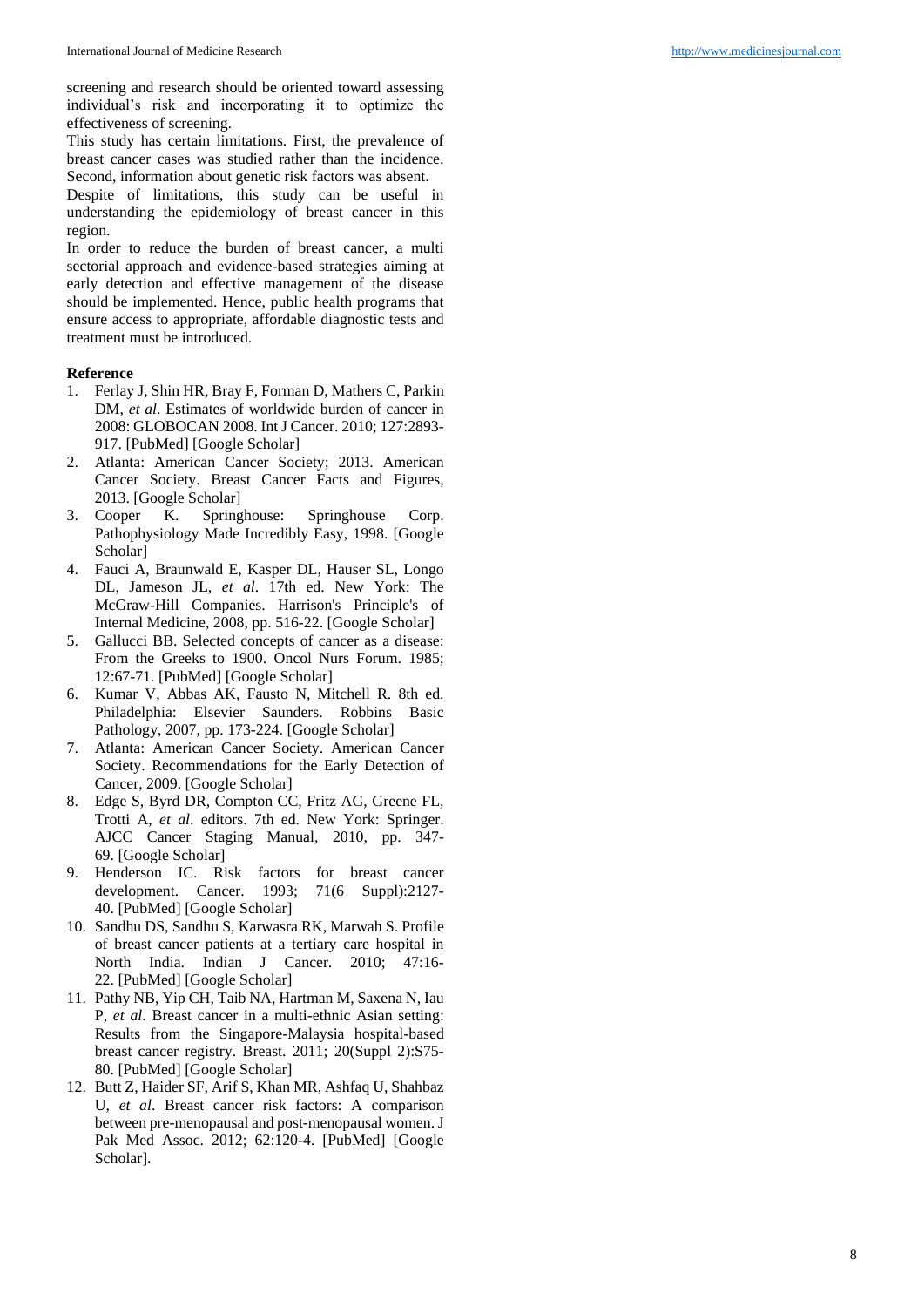screening and research should be oriented toward assessing individual's risk and incorporating it to optimize the effectiveness of screening.

This study has certain limitations. First, the prevalence of breast cancer cases was studied rather than the incidence. Second, information about genetic risk factors was absent.

Despite of limitations, this study can be useful in understanding the epidemiology of breast cancer in this region.

In order to reduce the burden of breast cancer, a multi sectorial approach and evidence-based strategies aiming at early detection and effective management of the disease should be implemented. Hence, public health programs that ensure access to appropriate, affordable diagnostic tests and treatment must be introduced.

## Reference

1. Ferlay J, Shin HR, Bray F, Forman D, Mathers C, Parkin DM, *et al*. Estimates of worldwide burden of cancer in 2008: GLOBOCAN 2008. Int J Cancer. 2010; 127:2893-917. [PubMed] [Google Scholar]
2. Atlanta: American Cancer Society; 2013. American Cancer Society. Breast Cancer Facts and Figures, 2013. [Google Scholar]
3. Cooper K. Springhouse: Springhouse Corp. Pathophysiology Made Incredibly Easy, 1998. [Google Scholar]
4. Fauci A, Braunwald E, Kasper DL, Hauser SL, Longo DL, Jameson JL, *et al*. 17th ed. New York: The McGraw-Hill Companies. Harrison's Principle's of Internal Medicine, 2008, pp. 516-22. [Google Scholar]
5. Gallucci BB. Selected concepts of cancer as a disease: From the Greeks to 1900. Oncol Nurs Forum. 1985; 12:67-71. [PubMed] [Google Scholar]
6. Kumar V, Abbas AK, Fausto N, Mitchell R. 8th ed. Philadelphia: Elsevier Saunders. Robbins Basic Pathology, 2007, pp. 173-224. [Google Scholar]
7. Atlanta: American Cancer Society. American Cancer Society. Recommendations for the Early Detection of Cancer, 2009. [Google Scholar]
8. Edge S, Byrd DR, Compton CC, Fritz AG, Greene FL, Trotti A, *et al*. editors. 7th ed. New York: Springer. AJCC Cancer Staging Manual, 2010, pp. 347-69. [Google Scholar]
9. Henderson IC. Risk factors for breast cancer development. Cancer. 1993; 71(6 Suppl):2127-40. [PubMed] [Google Scholar]
10. Sandhu DS, Sandhu S, Karwasra RK, Marwah S. Profile of breast cancer patients at a tertiary care hospital in North India. Indian J Cancer. 2010; 47:16-22. [PubMed] [Google Scholar]
11. Pathy NB, Yip CH, Taib NA, Hartman M, Saxena N, Iau P, *et al*. Breast cancer in a multi-ethnic Asian setting: Results from the Singapore-Malaysia hospital-based breast cancer registry. Breast. 2011; 20(Suppl 2):S75-80. [PubMed] [Google Scholar]
12. Butt Z, Haider SF, Arif S, Khan MR, Ashfaq U, Shahbaz U, *et al*. Breast cancer risk factors: A comparison between pre-menopausal and post-menopausal women. J Pak Med Assoc. 2012; 62:120-4. [PubMed] [Google Scholar].